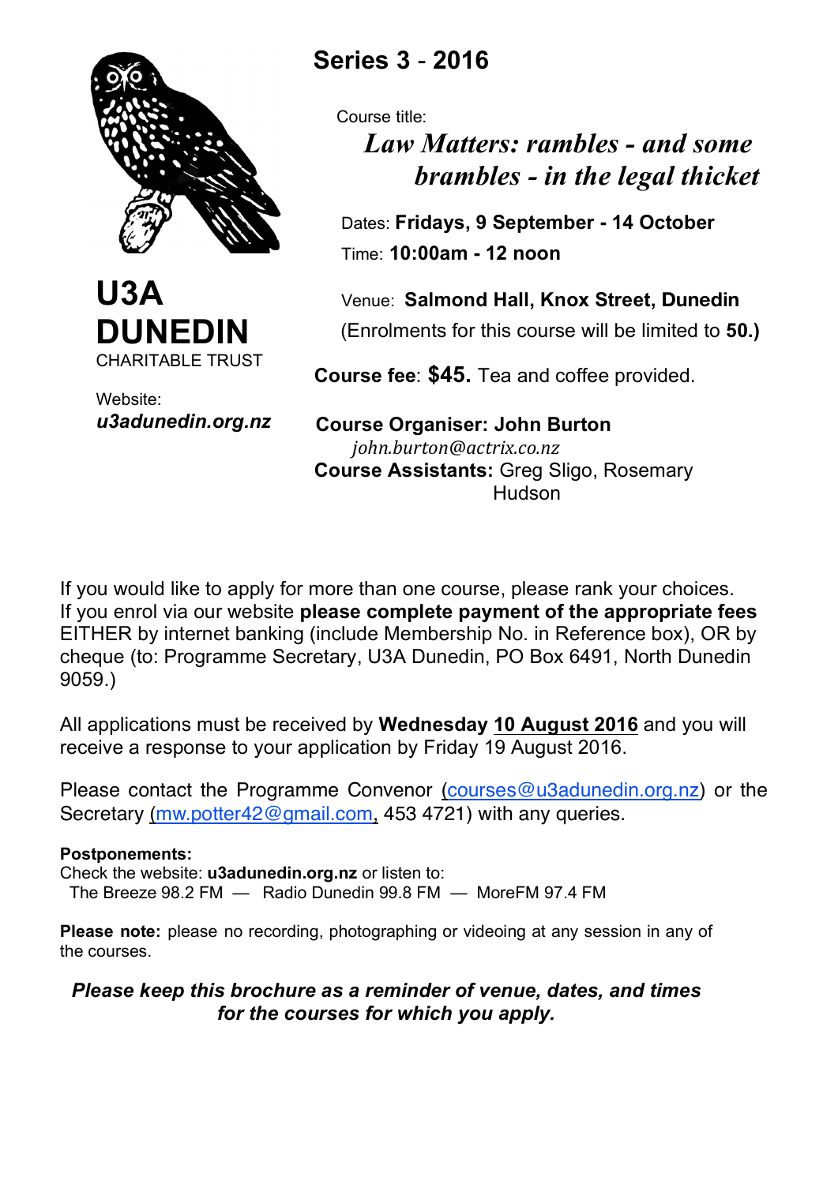# U3A DUNEDIN

CHARITABLE TRUST

Website:
***u3adunedin.org.nz***

## Series 3 - 2016

Course title:

***Law Matters: rambles - and some brambles - in the legal thicket***

Dates: **Fridays, 9 September - 14 October**

Time: **10:00am - 12 noon**

Venue: **Salmond Hall, Knox Street, Dunedin**

(Enrolments for this course will be limited to **50.)**

**Course fee**: **$45.** Tea and coffee provided.

**Course Organiser: John Burton**
*john.burton@actrix.co.nz*

**Course Assistants:** Greg Sligo, Rosemary Hudson

If you would like to apply for more than one course, please rank your choices.
If you enrol via our website **please complete payment of the appropriate fees** EITHER by internet banking (include Membership No. in Reference box), OR by cheque (to: Programme Secretary, U3A Dunedin, PO Box 6491, North Dunedin 9059.)

All applications must be received by **Wednesday 10 August 2016** and you will receive a response to your application by Friday 19 August 2016.

Please contact the Programme Convenor (courses@u3adunedin.org.nz) or the Secretary (mw.potter42@gmail.com, 453 4721) with any queries.

**Postponements:**
Check the website: **u3adunedin.org.nz** or listen to:
The Breeze 98.2 FM — Radio Dunedin 99.8 FM — MoreFM 97.4 FM

**Please note:** please no recording, photographing or videoing at any session in any of the courses.

***Please keep this brochure as a reminder of venue, dates, and times for the courses for which you apply.***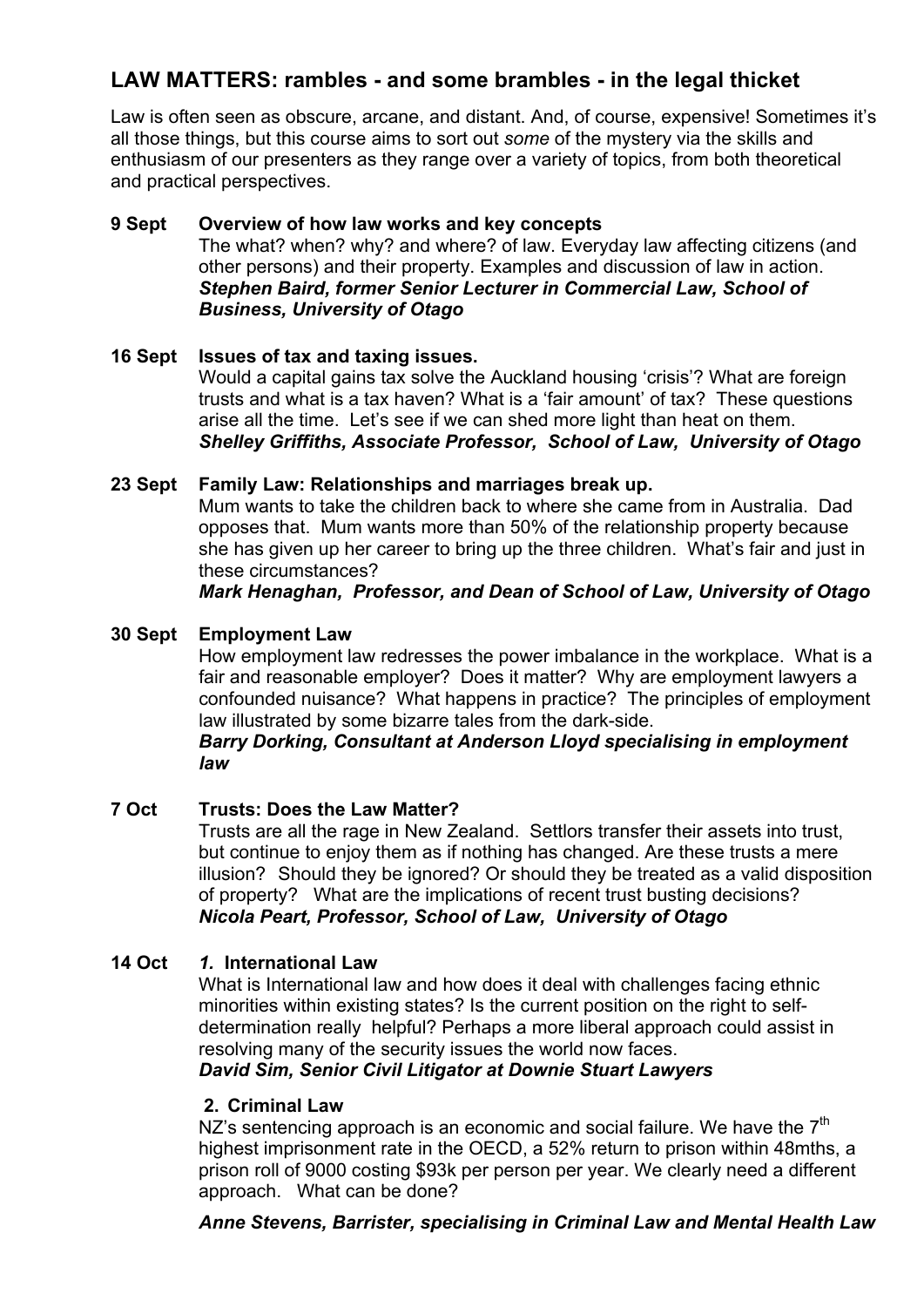## LAW MATTERS: rambles - and some brambles - in the legal thicket

Law is often seen as obscure, arcane, and distant. And, of course, expensive! Sometimes it's all those things, but this course aims to sort out *some* of the mystery via the skills and enthusiasm of our presenters as they range over a variety of topics, from both theoretical and practical perspectives.

**9 Sept** **Overview of how law works and key concepts**
The what? when? why? and where? of law. Everyday law affecting citizens (and other persons) and their property. Examples and discussion of law in action.
***Stephen Baird, former Senior Lecturer in Commercial Law, School of Business, University of Otago***

**16 Sept** **Issues of tax and taxing issues.**
Would a capital gains tax solve the Auckland housing 'crisis'? What are foreign trusts and what is a tax haven? What is a 'fair amount' of tax? These questions arise all the time. Let's see if we can shed more light than heat on them.
***Shelley Griffiths, Associate Professor, School of Law, University of Otago***

**23 Sept** **Family Law: Relationships and marriages break up.**
Mum wants to take the children back to where she came from in Australia. Dad opposes that. Mum wants more than 50% of the relationship property because she has given up her career to bring up the three children. What's fair and just in these circumstances?
***Mark Henaghan, Professor, and Dean of School of Law, University of Otago***

**30 Sept** **Employment Law**
How employment law redresses the power imbalance in the workplace. What is a fair and reasonable employer? Does it matter? Why are employment lawyers a confounded nuisance? What happens in practice? The principles of employment law illustrated by some bizarre tales from the dark-side.
***Barry Dorking, Consultant at Anderson Lloyd specialising in employment law***

**7 Oct** **Trusts: Does the Law Matter?**
Trusts are all the rage in New Zealand. Settlors transfer their assets into trust, but continue to enjoy them as if nothing has changed. Are these trusts a mere illusion? Should they be ignored? Or should they be treated as a valid disposition of property? What are the implications of recent trust busting decisions?
***Nicola Peart, Professor, School of Law, University of Otago***

**14 Oct** ***1.*** **International Law**
What is International law and how does it deal with challenges facing ethnic minorities within existing states? Is the current position on the right to self-determination really helpful? Perhaps a more liberal approach could assist in resolving many of the security issues the world now faces.
***David Sim, Senior Civil Litigator at Downie Stuart Lawyers***

**2. Criminal Law**
NZ's sentencing approach is an economic and social failure. We have the 7th highest imprisonment rate in the OECD, a 52% return to prison within 48mths, a prison roll of 9000 costing $93k per person per year. We clearly need a different approach. What can be done?

***Anne Stevens, Barrister, specialising in Criminal Law and Mental Health Law***